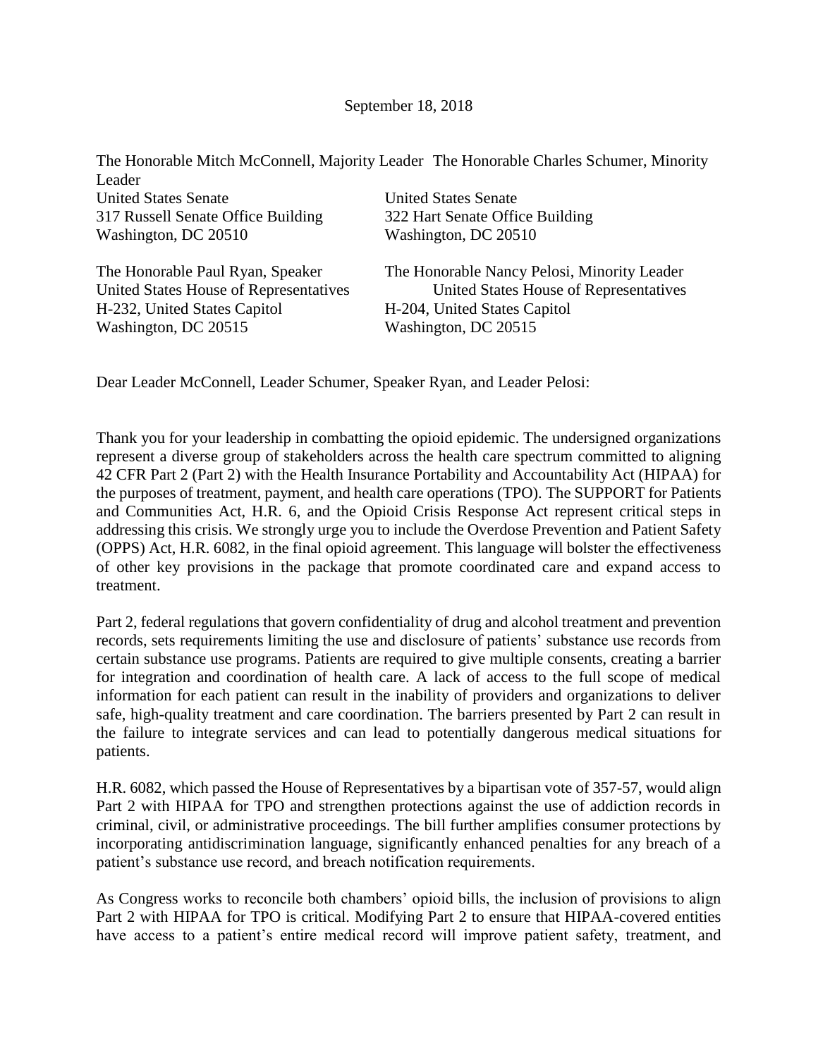September 18, 2018

The Honorable Mitch McConnell, Majority Leader
United States Senate
317 Russell Senate Office Building
Washington, DC 20510

The Honorable Charles Schumer, Minority Leader
United States Senate
322 Hart Senate Office Building
Washington, DC 20510

The Honorable Paul Ryan, Speaker
United States House of Representatives
H-232, United States Capitol
Washington, DC 20515

The Honorable Nancy Pelosi, Minority Leader
United States House of Representatives
H-204, United States Capitol
Washington, DC 20515

Dear Leader McConnell, Leader Schumer, Speaker Ryan, and Leader Pelosi:

Thank you for your leadership in combatting the opioid epidemic. The undersigned organizations represent a diverse group of stakeholders across the health care spectrum committed to aligning 42 CFR Part 2 (Part 2) with the Health Insurance Portability and Accountability Act (HIPAA) for the purposes of treatment, payment, and health care operations (TPO). The SUPPORT for Patients and Communities Act, H.R. 6, and the Opioid Crisis Response Act represent critical steps in addressing this crisis. We strongly urge you to include the Overdose Prevention and Patient Safety (OPPS) Act, H.R. 6082, in the final opioid agreement. This language will bolster the effectiveness of other key provisions in the package that promote coordinated care and expand access to treatment.

Part 2, federal regulations that govern confidentiality of drug and alcohol treatment and prevention records, sets requirements limiting the use and disclosure of patients' substance use records from certain substance use programs. Patients are required to give multiple consents, creating a barrier for integration and coordination of health care. A lack of access to the full scope of medical information for each patient can result in the inability of providers and organizations to deliver safe, high-quality treatment and care coordination. The barriers presented by Part 2 can result in the failure to integrate services and can lead to potentially dangerous medical situations for patients.

H.R. 6082, which passed the House of Representatives by a bipartisan vote of 357-57, would align Part 2 with HIPAA for TPO and strengthen protections against the use of addiction records in criminal, civil, or administrative proceedings. The bill further amplifies consumer protections by incorporating antidiscrimination language, significantly enhanced penalties for any breach of a patient's substance use record, and breach notification requirements.

As Congress works to reconcile both chambers' opioid bills, the inclusion of provisions to align Part 2 with HIPAA for TPO is critical. Modifying Part 2 to ensure that HIPAA-covered entities have access to a patient's entire medical record will improve patient safety, treatment, and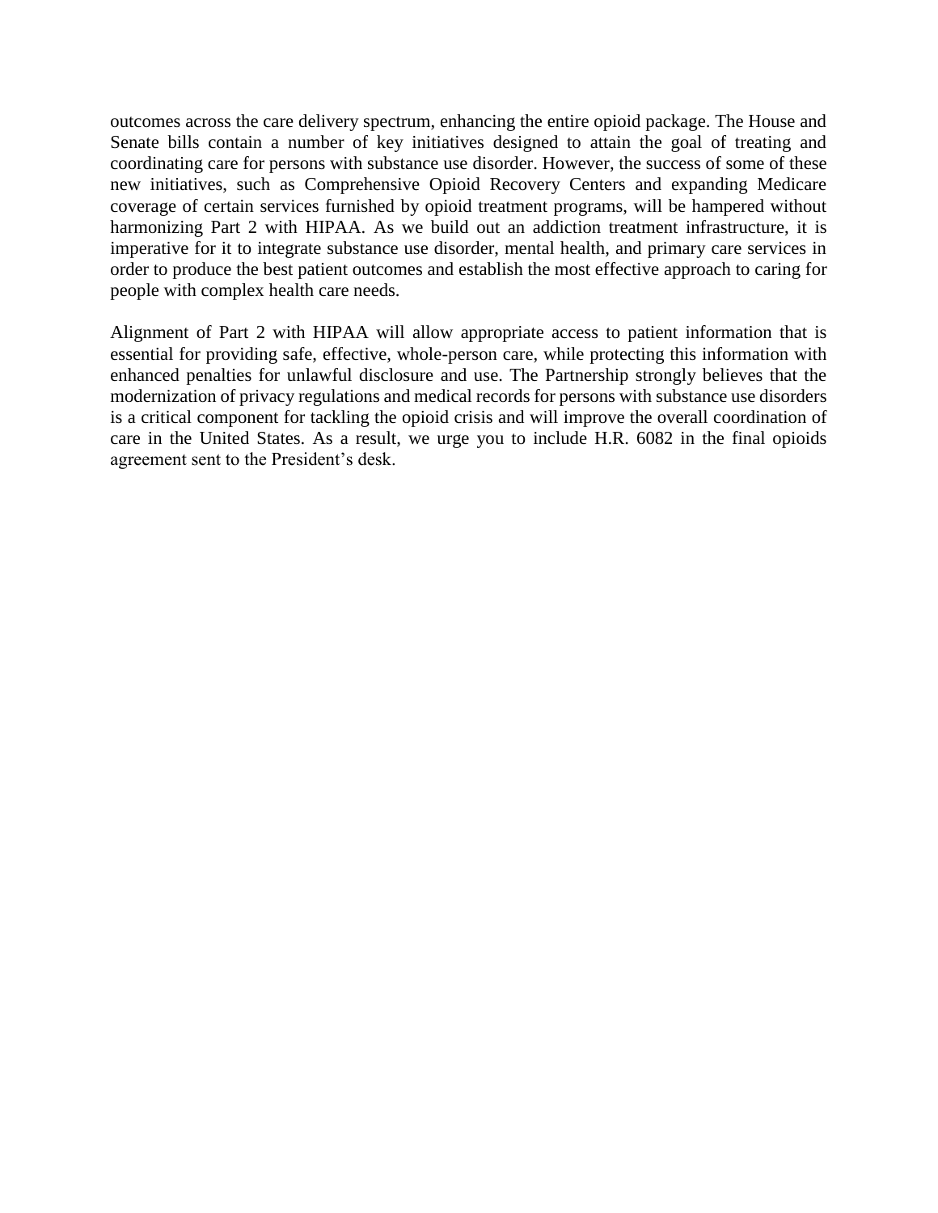outcomes across the care delivery spectrum, enhancing the entire opioid package. The House and Senate bills contain a number of key initiatives designed to attain the goal of treating and coordinating care for persons with substance use disorder. However, the success of some of these new initiatives, such as Comprehensive Opioid Recovery Centers and expanding Medicare coverage of certain services furnished by opioid treatment programs, will be hampered without harmonizing Part 2 with HIPAA. As we build out an addiction treatment infrastructure, it is imperative for it to integrate substance use disorder, mental health, and primary care services in order to produce the best patient outcomes and establish the most effective approach to caring for people with complex health care needs.

Alignment of Part 2 with HIPAA will allow appropriate access to patient information that is essential for providing safe, effective, whole-person care, while protecting this information with enhanced penalties for unlawful disclosure and use. The Partnership strongly believes that the modernization of privacy regulations and medical records for persons with substance use disorders is a critical component for tackling the opioid crisis and will improve the overall coordination of care in the United States. As a result, we urge you to include H.R. 6082 in the final opioids agreement sent to the President's desk.